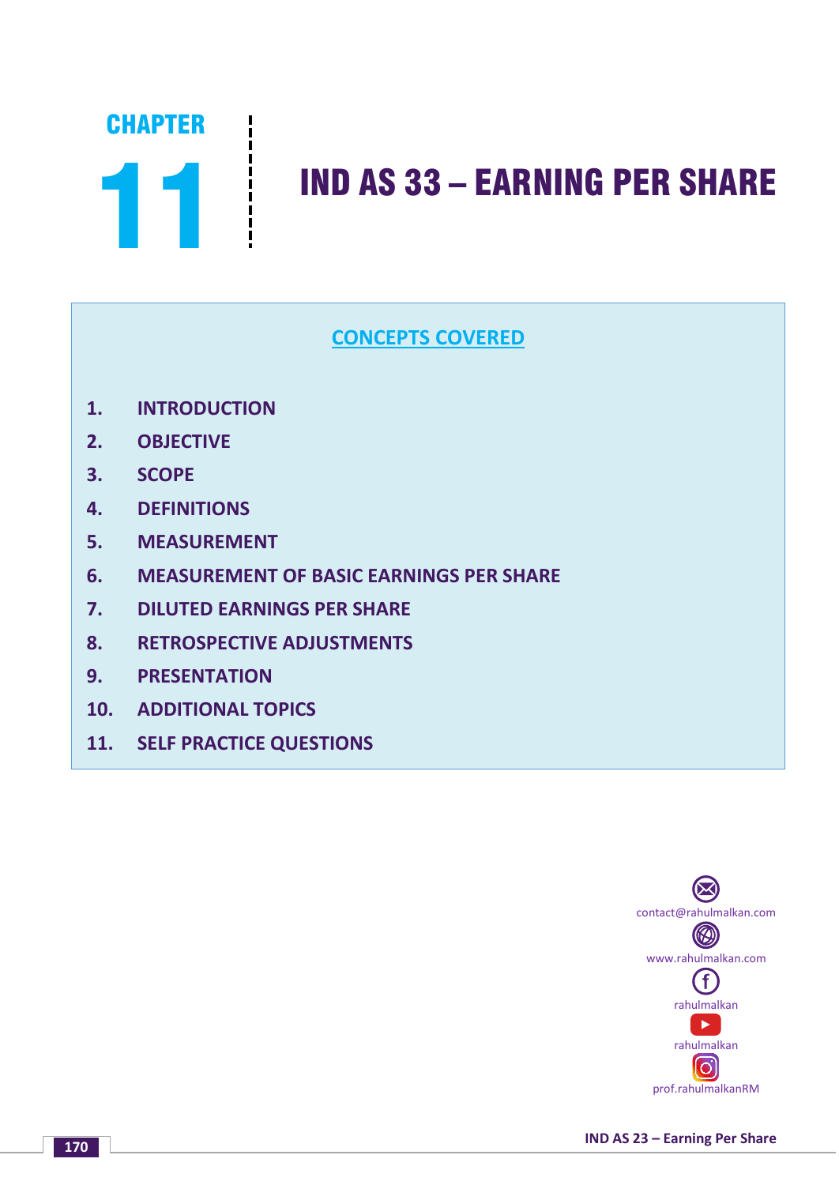# CHAPTER 11

# IND AS 33 – EARNING PER SHARE

## CONCEPTS COVERED

1. INTRODUCTION
2. OBJECTIVE
3. SCOPE
4. DEFINITIONS
5. MEASUREMENT
6. MEASUREMENT OF BASIC EARNINGS PER SHARE
7. DILUTED EARNINGS PER SHARE
8. RETROSPECTIVE ADJUSTMENTS
9. PRESENTATION
10. ADDITIONAL TOPICS
11. SELF PRACTICE QUESTIONS

contact@rahulmalkan.com

www.rahulmalkan.com

rahulmalkan

rahulmalkan

prof.rahulmalkanRM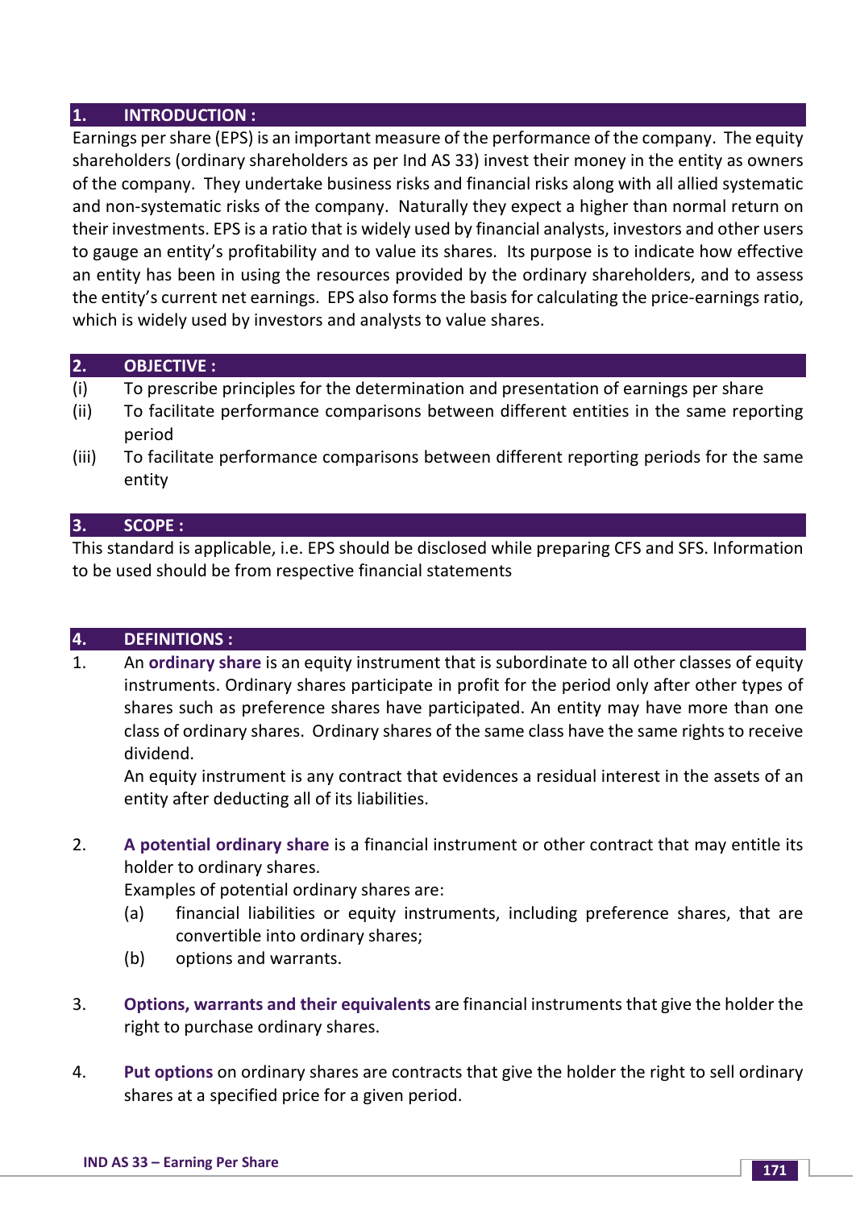## 1. INTRODUCTION :

Earnings per share (EPS) is an important measure of the performance of the company. The equity shareholders (ordinary shareholders as per Ind AS 33) invest their money in the entity as owners of the company. They undertake business risks and financial risks along with all allied systematic and non-systematic risks of the company. Naturally they expect a higher than normal return on their investments. EPS is a ratio that is widely used by financial analysts, investors and other users to gauge an entity's profitability and to value its shares. Its purpose is to indicate how effective an entity has been in using the resources provided by the ordinary shareholders, and to assess the entity's current net earnings. EPS also forms the basis for calculating the price-earnings ratio, which is widely used by investors and analysts to value shares.

## 2. OBJECTIVE :

(i) To prescribe principles for the determination and presentation of earnings per share

(ii) To facilitate performance comparisons between different entities in the same reporting period

(iii) To facilitate performance comparisons between different reporting periods for the same entity

## 3. SCOPE :

This standard is applicable, i.e. EPS should be disclosed while preparing CFS and SFS. Information to be used should be from respective financial statements

## 4. DEFINITIONS :

1. An **ordinary share** is an equity instrument that is subordinate to all other classes of equity instruments. Ordinary shares participate in profit for the period only after other types of shares such as preference shares have participated. An entity may have more than one class of ordinary shares. Ordinary shares of the same class have the same rights to receive dividend.

   An equity instrument is any contract that evidences a residual interest in the assets of an entity after deducting all of its liabilities.

2. **A potential ordinary share** is a financial instrument or other contract that may entitle its holder to ordinary shares.

   Examples of potential ordinary shares are:

   (a) financial liabilities or equity instruments, including preference shares, that are convertible into ordinary shares;

   (b) options and warrants.

3. **Options, warrants and their equivalents** are financial instruments that give the holder the right to purchase ordinary shares.

4. **Put options** on ordinary shares are contracts that give the holder the right to sell ordinary shares at a specified price for a given period.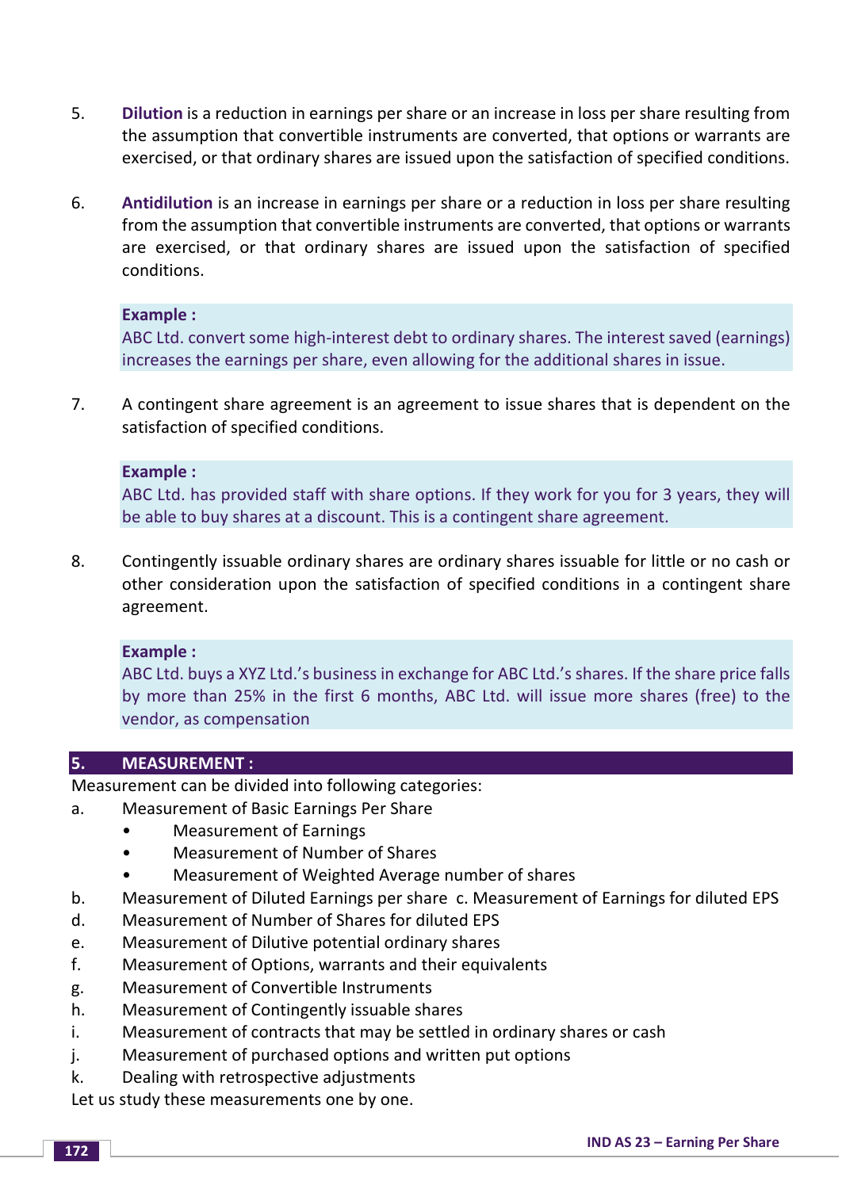5. **Dilution** is a reduction in earnings per share or an increase in loss per share resulting from the assumption that convertible instruments are converted, that options or warrants are exercised, or that ordinary shares are issued upon the satisfaction of specified conditions.

6. **Antidilution** is an increase in earnings per share or a reduction in loss per share resulting from the assumption that convertible instruments are converted, that options or warrants are exercised, or that ordinary shares are issued upon the satisfaction of specified conditions.

> **Example :**
> ABC Ltd. convert some high-interest debt to ordinary shares. The interest saved (earnings) increases the earnings per share, even allowing for the additional shares in issue.

7. A contingent share agreement is an agreement to issue shares that is dependent on the satisfaction of specified conditions.

> **Example :**
> ABC Ltd. has provided staff with share options. If they work for you for 3 years, they will be able to buy shares at a discount. This is a contingent share agreement.

8. Contingently issuable ordinary shares are ordinary shares issuable for little or no cash or other consideration upon the satisfaction of specified conditions in a contingent share agreement.

> **Example :**
> ABC Ltd. buys a XYZ Ltd.'s business in exchange for ABC Ltd.'s shares. If the share price falls by more than 25% in the first 6 months, ABC Ltd. will issue more shares (free) to the vendor, as compensation

## 5. MEASUREMENT :

Measurement can be divided into following categories:

a. Measurement of Basic Earnings Per Share
   - Measurement of Earnings
   - Measurement of Number of Shares
   - Measurement of Weighted Average number of shares

b. Measurement of Diluted Earnings per share c. Measurement of Earnings for diluted EPS

d. Measurement of Number of Shares for diluted EPS

e. Measurement of Dilutive potential ordinary shares

f. Measurement of Options, warrants and their equivalents

g. Measurement of Convertible Instruments

h. Measurement of Contingently issuable shares

i. Measurement of contracts that may be settled in ordinary shares or cash

j. Measurement of purchased options and written put options

k. Dealing with retrospective adjustments

Let us study these measurements one by one.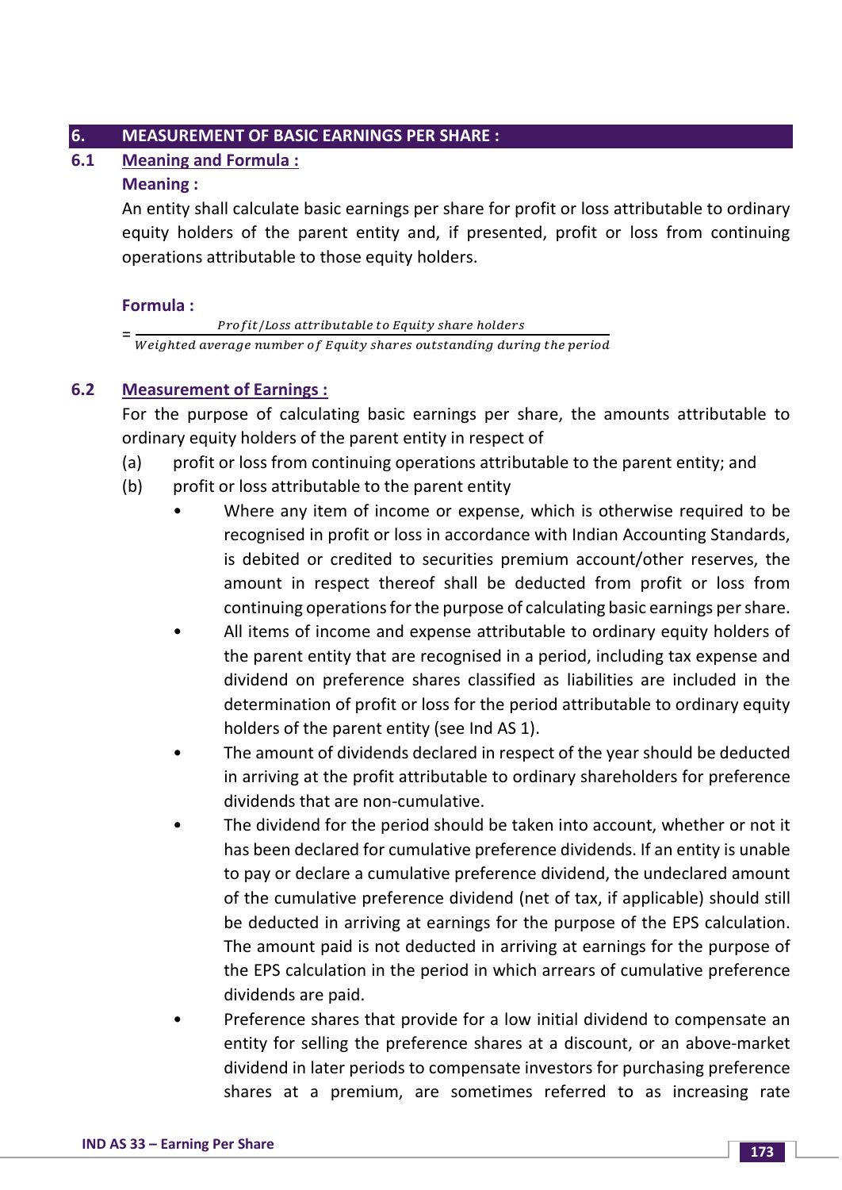## 6. MEASUREMENT OF BASIC EARNINGS PER SHARE :

### 6.1 Meaning and Formula :

**Meaning :**

An entity shall calculate basic earnings per share for profit or loss attributable to ordinary equity holders of the parent entity and, if presented, profit or loss from continuing operations attributable to those equity holders.

**Formula :**

$$= \frac{Profit/Loss\ attributable\ to\ Equity\ share\ holders}{Weighted\ average\ number\ of\ Equity\ shares\ outstanding\ during\ the\ period}$$

### 6.2 Measurement of Earnings :

For the purpose of calculating basic earnings per share, the amounts attributable to ordinary equity holders of the parent entity in respect of

(a) profit or loss from continuing operations attributable to the parent entity; and

(b) profit or loss attributable to the parent entity

- Where any item of income or expense, which is otherwise required to be recognised in profit or loss in accordance with Indian Accounting Standards, is debited or credited to securities premium account/other reserves, the amount in respect thereof shall be deducted from profit or loss from continuing operations for the purpose of calculating basic earnings per share.
- All items of income and expense attributable to ordinary equity holders of the parent entity that are recognised in a period, including tax expense and dividend on preference shares classified as liabilities are included in the determination of profit or loss for the period attributable to ordinary equity holders of the parent entity (see Ind AS 1).
- The amount of dividends declared in respect of the year should be deducted in arriving at the profit attributable to ordinary shareholders for preference dividends that are non-cumulative.
- The dividend for the period should be taken into account, whether or not it has been declared for cumulative preference dividends. If an entity is unable to pay or declare a cumulative preference dividend, the undeclared amount of the cumulative preference dividend (net of tax, if applicable) should still be deducted in arriving at earnings for the purpose of the EPS calculation. The amount paid is not deducted in arriving at earnings for the purpose of the EPS calculation in the period in which arrears of cumulative preference dividends are paid.
- Preference shares that provide for a low initial dividend to compensate an entity for selling the preference shares at a discount, or an above-market dividend in later periods to compensate investors for purchasing preference shares at a premium, are sometimes referred to as increasing rate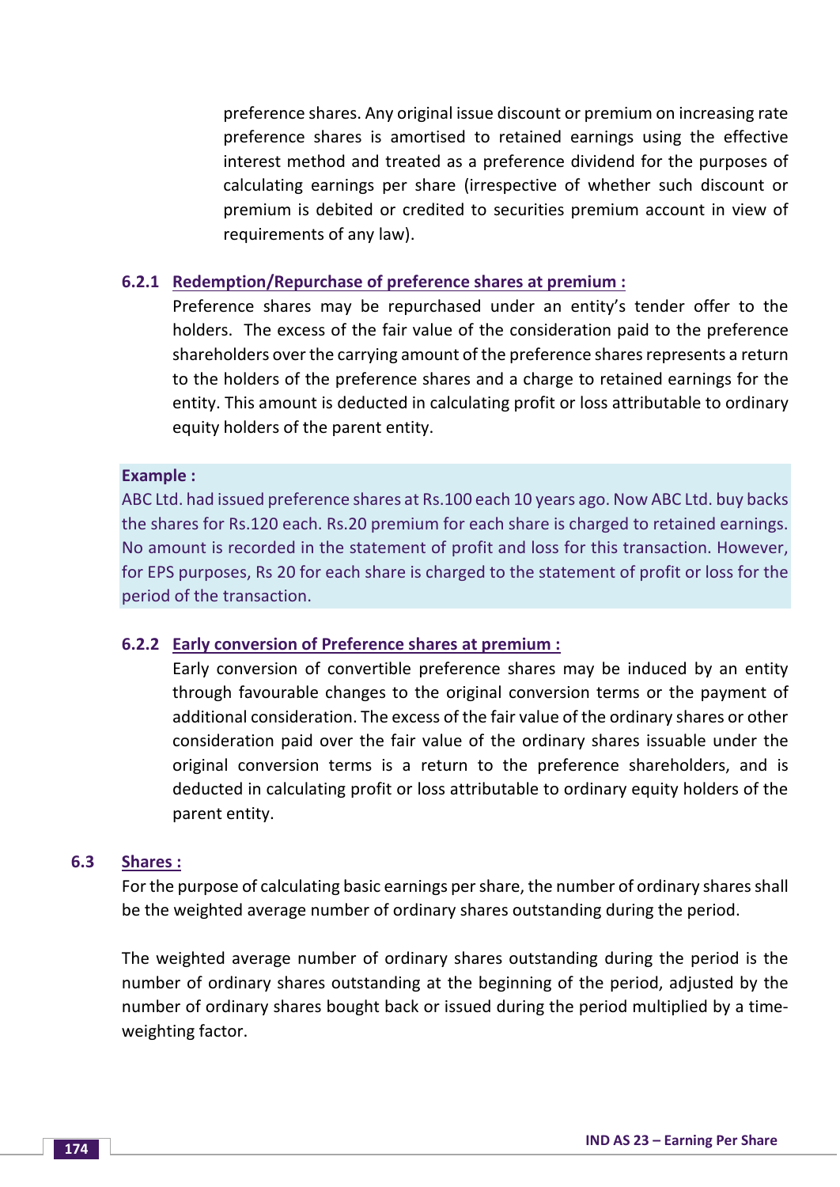preference shares. Any original issue discount or premium on increasing rate preference shares is amortised to retained earnings using the effective interest method and treated as a preference dividend for the purposes of calculating earnings per share (irrespective of whether such discount or premium is debited or credited to securities premium account in view of requirements of any law).

### 6.2.1 Redemption/Repurchase of preference shares at premium :

Preference shares may be repurchased under an entity's tender offer to the holders. The excess of the fair value of the consideration paid to the preference shareholders over the carrying amount of the preference shares represents a return to the holders of the preference shares and a charge to retained earnings for the entity. This amount is deducted in calculating profit or loss attributable to ordinary equity holders of the parent entity.

**Example :**

ABC Ltd. had issued preference shares at Rs.100 each 10 years ago. Now ABC Ltd. buy backs the shares for Rs.120 each. Rs.20 premium for each share is charged to retained earnings. No amount is recorded in the statement of profit and loss for this transaction. However, for EPS purposes, Rs 20 for each share is charged to the statement of profit or loss for the period of the transaction.

### 6.2.2 Early conversion of Preference shares at premium :

Early conversion of convertible preference shares may be induced by an entity through favourable changes to the original conversion terms or the payment of additional consideration. The excess of the fair value of the ordinary shares or other consideration paid over the fair value of the ordinary shares issuable under the original conversion terms is a return to the preference shareholders, and is deducted in calculating profit or loss attributable to ordinary equity holders of the parent entity.

## 6.3 Shares :

For the purpose of calculating basic earnings per share, the number of ordinary shares shall be the weighted average number of ordinary shares outstanding during the period.

The weighted average number of ordinary shares outstanding during the period is the number of ordinary shares outstanding at the beginning of the period, adjusted by the number of ordinary shares bought back or issued during the period multiplied by a time-weighting factor.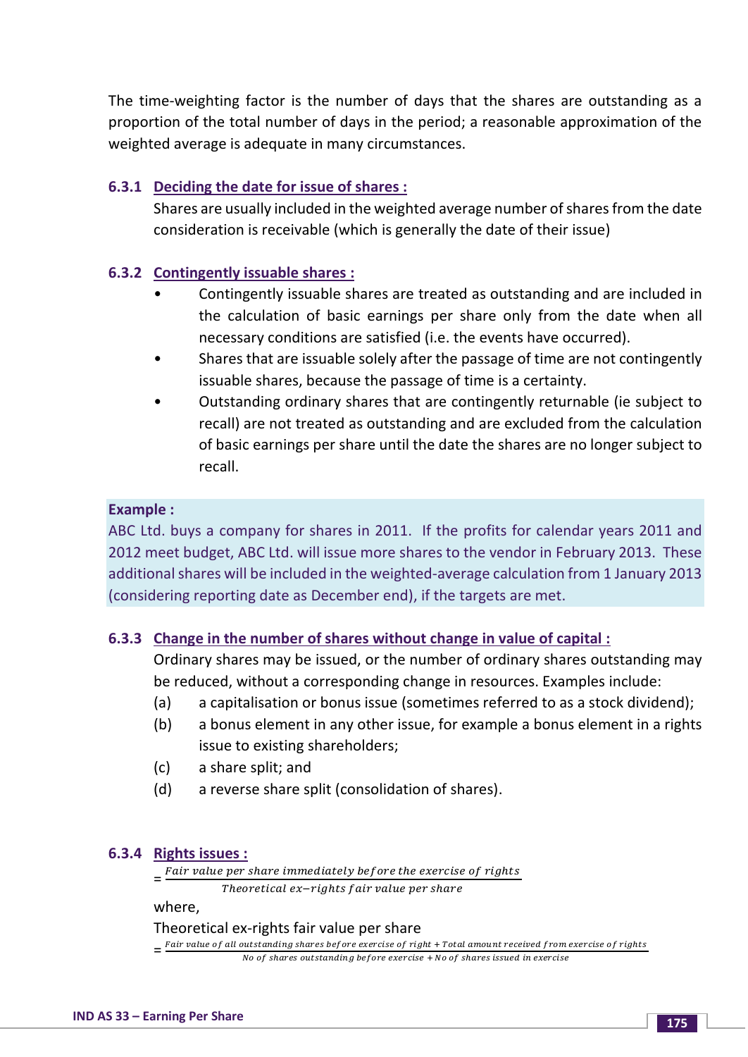The time-weighting factor is the number of days that the shares are outstanding as a proportion of the total number of days in the period; a reasonable approximation of the weighted average is adequate in many circumstances.

### 6.3.1 Deciding the date for issue of shares :

Shares are usually included in the weighted average number of shares from the date consideration is receivable (which is generally the date of their issue)

### 6.3.2 Contingently issuable shares :

- Contingently issuable shares are treated as outstanding and are included in the calculation of basic earnings per share only from the date when all necessary conditions are satisfied (i.e. the events have occurred).
- Shares that are issuable solely after the passage of time are not contingently issuable shares, because the passage of time is a certainty.
- Outstanding ordinary shares that are contingently returnable (ie subject to recall) are not treated as outstanding and are excluded from the calculation of basic earnings per share until the date the shares are no longer subject to recall.

**Example :**

ABC Ltd. buys a company for shares in 2011. If the profits for calendar years 2011 and 2012 meet budget, ABC Ltd. will issue more shares to the vendor in February 2013. These additional shares will be included in the weighted-average calculation from 1 January 2013 (considering reporting date as December end), if the targets are met.

### 6.3.3 Change in the number of shares without change in value of capital :

Ordinary shares may be issued, or the number of ordinary shares outstanding may be reduced, without a corresponding change in resources. Examples include:

(a) a capitalisation or bonus issue (sometimes referred to as a stock dividend);

(b) a bonus element in any other issue, for example a bonus element in a rights issue to existing shareholders;

(c) a share split; and

(d) a reverse share split (consolidation of shares).

### 6.3.4 Rights issues :

$$= \frac{\text{Fair value per share immediately before the exercise of rights}}{\text{Theoretical ex-rights fair value per share}}$$

where,

Theoretical ex-rights fair value per share

$$= \frac{\text{Fair value of all outstanding shares before exercise of right} + \text{Total amount received from exercise of rights}}{\text{No of shares outstanding before exercise} + \text{No of shares issued in exercise}}$$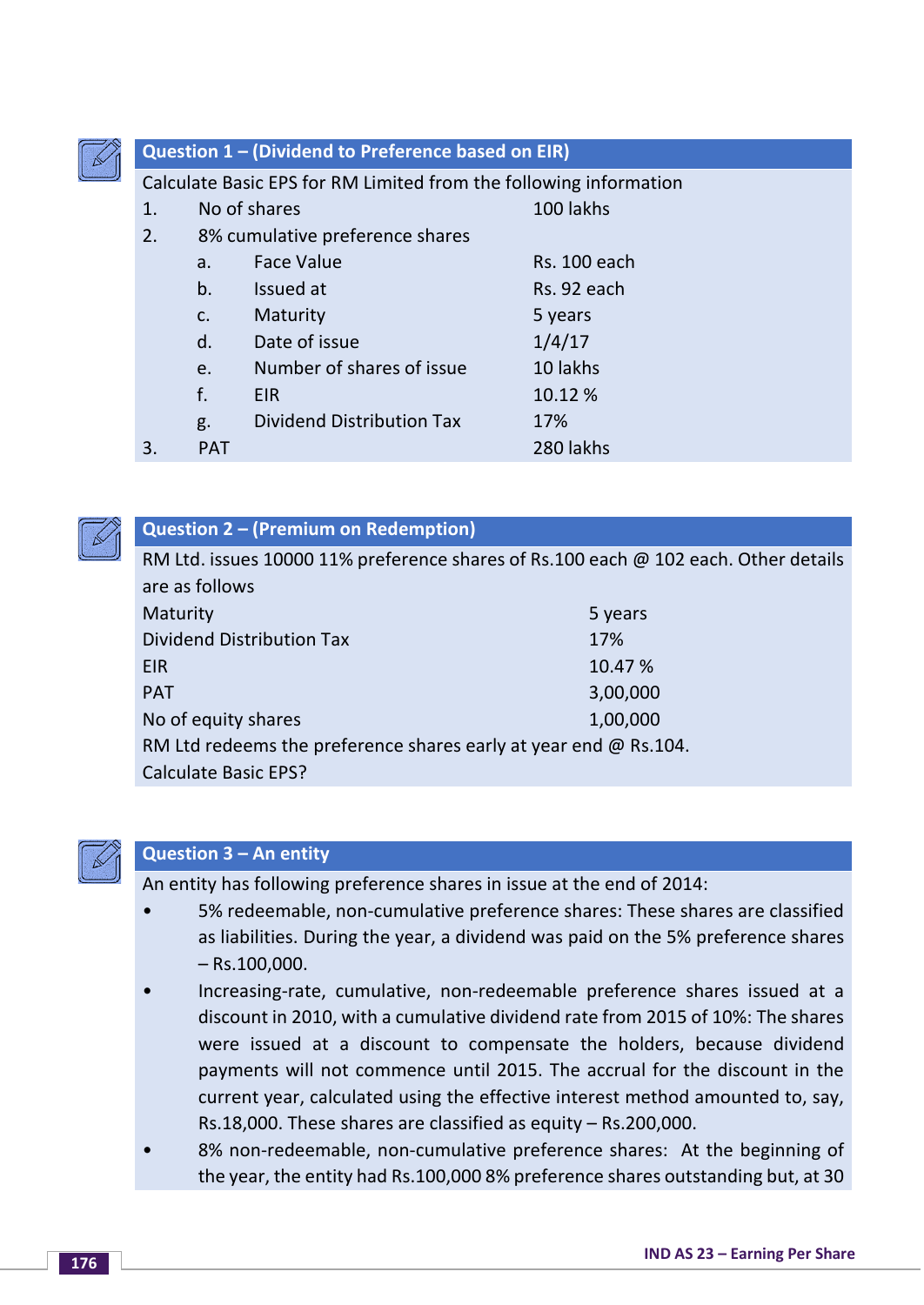### Question 1 – (Dividend to Preference based on EIR)

Calculate Basic EPS for RM Limited from the following information

1. No of shares — 100 lakhs
2. 8% cumulative preference shares
   - a. Face Value — Rs. 100 each
   - b. Issued at — Rs. 92 each
   - c. Maturity — 5 years
   - d. Date of issue — 1/4/17
   - e. Number of shares of issue — 10 lakhs
   - f. EIR — 10.12 %
   - g. Dividend Distribution Tax — 17%
3. PAT — 280 lakhs

### Question 2 – (Premium on Redemption)

RM Ltd. issues 10000 11% preference shares of Rs.100 each @ 102 each. Other details are as follows

| | |
|---|---|
| Maturity | 5 years |
| Dividend Distribution Tax | 17% |
| EIR | 10.47 % |
| PAT | 3,00,000 |
| No of equity shares | 1,00,000 |

RM Ltd redeems the preference shares early at year end @ Rs.104.

Calculate Basic EPS?

### Question 3 – An entity

An entity has following preference shares in issue at the end of 2014:

- 5% redeemable, non-cumulative preference shares: These shares are classified as liabilities. During the year, a dividend was paid on the 5% preference shares – Rs.100,000.
- Increasing-rate, cumulative, non-redeemable preference shares issued at a discount in 2010, with a cumulative dividend rate from 2015 of 10%: The shares were issued at a discount to compensate the holders, because dividend payments will not commence until 2015. The accrual for the discount in the current year, calculated using the effective interest method amounted to, say, Rs.18,000. These shares are classified as equity – Rs.200,000.
- 8% non-redeemable, non-cumulative preference shares: At the beginning of the year, the entity had Rs.100,000 8% preference shares outstanding but, at 30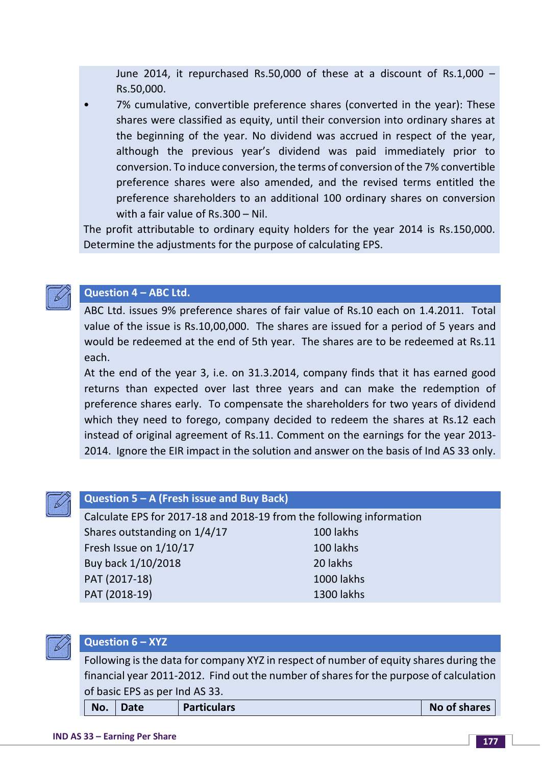June 2014, it repurchased Rs.50,000 of these at a discount of Rs.1,000 – Rs.50,000.

- 7% cumulative, convertible preference shares (converted in the year): These shares were classified as equity, until their conversion into ordinary shares at the beginning of the year. No dividend was accrued in respect of the year, although the previous year's dividend was paid immediately prior to conversion. To induce conversion, the terms of conversion of the 7% convertible preference shares were also amended, and the revised terms entitled the preference shareholders to an additional 100 ordinary shares on conversion with a fair value of Rs.300 – Nil.

The profit attributable to ordinary equity holders for the year 2014 is Rs.150,000. Determine the adjustments for the purpose of calculating EPS.

### Question 4 – ABC Ltd.

ABC Ltd. issues 9% preference shares of fair value of Rs.10 each on 1.4.2011. Total value of the issue is Rs.10,00,000. The shares are issued for a period of 5 years and would be redeemed at the end of 5th year. The shares are to be redeemed at Rs.11 each.

At the end of the year 3, i.e. on 31.3.2014, company finds that it has earned good returns than expected over last three years and can make the redemption of preference shares early. To compensate the shareholders for two years of dividend which they need to forego, company decided to redeem the shares at Rs.12 each instead of original agreement of Rs.11. Comment on the earnings for the year 2013-2014. Ignore the EIR impact in the solution and answer on the basis of Ind AS 33 only.

### Question 5 – A (Fresh issue and Buy Back)

Calculate EPS for 2017-18 and 2018-19 from the following information

| | |
|---|---|
| Shares outstanding on 1/4/17 | 100 lakhs |
| Fresh Issue on 1/10/17 | 100 lakhs |
| Buy back 1/10/2018 | 20 lakhs |
| PAT (2017-18) | 1000 lakhs |
| PAT (2018-19) | 1300 lakhs |

### Question 6 – XYZ

Following is the data for company XYZ in respect of number of equity shares during the financial year 2011-2012. Find out the number of shares for the purpose of calculation of basic EPS as per Ind AS 33.

| No. | Date | Particulars | No of shares |
|---|---|---|---|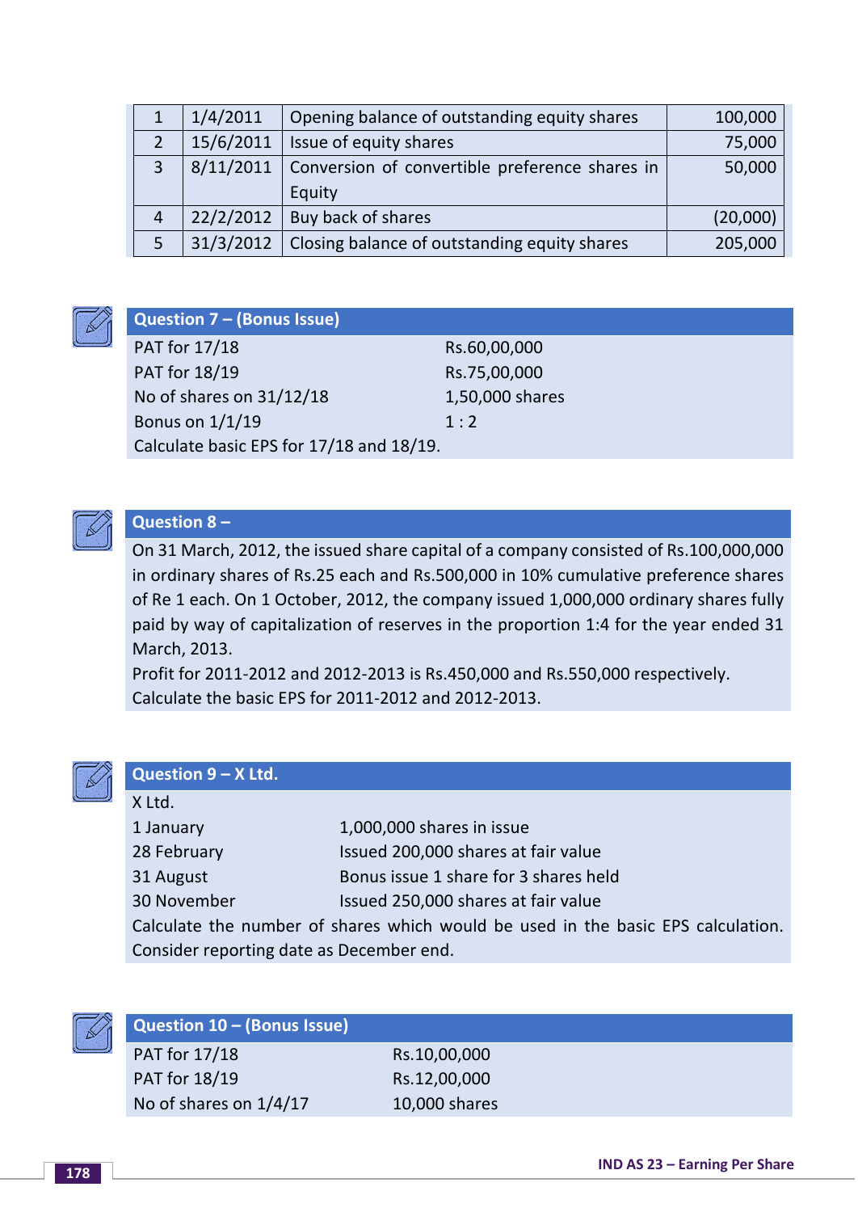| 1 | 1/4/2011 | Opening balance of outstanding equity shares | 100,000 |
|---|---|---|---|
| 2 | 15/6/2011 | Issue of equity shares | 75,000 |
| 3 | 8/11/2011 | Conversion of convertible preference shares in Equity | 50,000 |
| 4 | 22/2/2012 | Buy back of shares | (20,000) |
| 5 | 31/3/2012 | Closing balance of outstanding equity shares | 205,000 |

## Question 7 – (Bonus Issue)

| | |
|---|---|
| PAT for 17/18 | Rs.60,00,000 |
| PAT for 18/19 | Rs.75,00,000 |
| No of shares on 31/12/18 | 1,50,000 shares |
| Bonus on 1/1/19 | 1 : 2 |

Calculate basic EPS for 17/18 and 18/19.

## Question 8 –

On 31 March, 2012, the issued share capital of a company consisted of Rs.100,000,000 in ordinary shares of Rs.25 each and Rs.500,000 in 10% cumulative preference shares of Re 1 each. On 1 October, 2012, the company issued 1,000,000 ordinary shares fully paid by way of capitalization of reserves in the proportion 1:4 for the year ended 31 March, 2013.

Profit for 2011-2012 and 2012-2013 is Rs.450,000 and Rs.550,000 respectively.

Calculate the basic EPS for 2011-2012 and 2012-2013.

## Question 9 – X Ltd.

X Ltd.

| | |
|---|---|
| 1 January | 1,000,000 shares in issue |
| 28 February | Issued 200,000 shares at fair value |
| 31 August | Bonus issue 1 share for 3 shares held |
| 30 November | Issued 250,000 shares at fair value |

Calculate the number of shares which would be used in the basic EPS calculation. Consider reporting date as December end.

## Question 10 – (Bonus Issue)

| | |
|---|---|
| PAT for 17/18 | Rs.10,00,000 |
| PAT for 18/19 | Rs.12,00,000 |
| No of shares on 1/4/17 | 10,000 shares |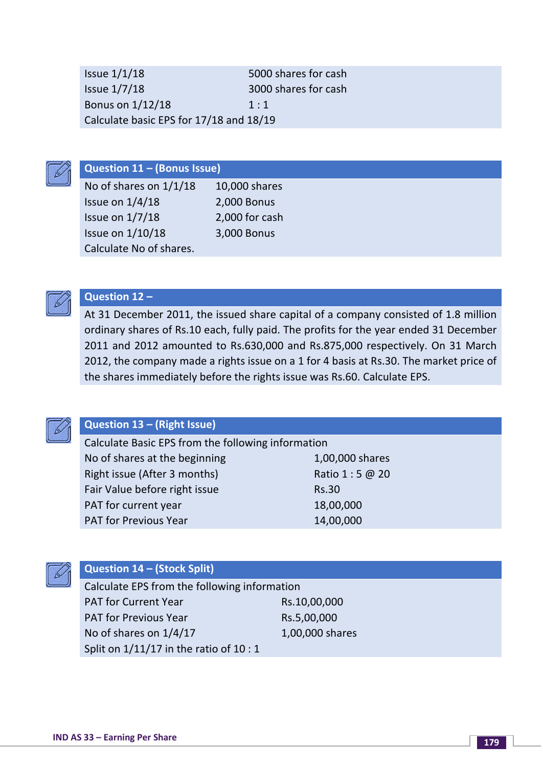| | |
|---|---|
| Issue 1/1/18 | 5000 shares for cash |
| Issue 1/7/18 | 3000 shares for cash |
| Bonus on 1/12/18 | 1 : 1 |

Calculate basic EPS for 17/18 and 18/19

## Question 11 – (Bonus Issue)

| | |
|---|---|
| No of shares on 1/1/18 | 10,000 shares |
| Issue on 1/4/18 | 2,000 Bonus |
| Issue on 1/7/18 | 2,000 for cash |
| Issue on 1/10/18 | 3,000 Bonus |

Calculate No of shares.

## Question 12 –

At 31 December 2011, the issued share capital of a company consisted of 1.8 million ordinary shares of Rs.10 each, fully paid. The profits for the year ended 31 December 2011 and 2012 amounted to Rs.630,000 and Rs.875,000 respectively. On 31 March 2012, the company made a rights issue on a 1 for 4 basis at Rs.30. The market price of the shares immediately before the rights issue was Rs.60. Calculate EPS.

## Question 13 – (Right Issue)

Calculate Basic EPS from the following information

| | |
|---|---|
| No of shares at the beginning | 1,00,000 shares |
| Right issue (After 3 months) | Ratio 1 : 5 @ 20 |
| Fair Value before right issue | Rs.30 |
| PAT for current year | 18,00,000 |
| PAT for Previous Year | 14,00,000 |

## Question 14 – (Stock Split)

Calculate EPS from the following information

| | |
|---|---|
| PAT for Current Year | Rs.10,00,000 |
| PAT for Previous Year | Rs.5,00,000 |
| No of shares on 1/4/17 | 1,00,000 shares |

Split on 1/11/17 in the ratio of 10 : 1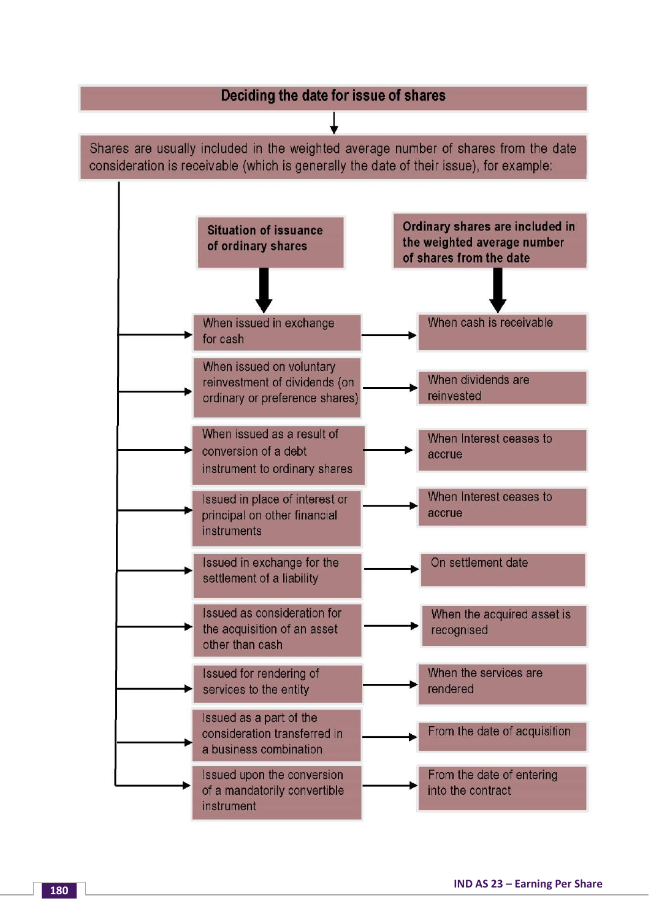## Deciding the date for issue of shares

Shares are usually included in the weighted average number of shares from the date consideration is receivable (which is generally the date of their issue), for example:

| Situation of issuance of ordinary shares | Ordinary shares are included in the weighted average number of shares from the date |
|---|---|
| When issued in exchange for cash | When cash is receivable |
| When issued on voluntary reinvestment of dividends (on ordinary or preference shares) | When dividends are reinvested |
| When issued as a result of conversion of a debt instrument to ordinary shares | When Interest ceases to accrue |
| Issued in place of interest or principal on other financial instruments | When Interest ceases to accrue |
| Issued in exchange for the settlement of a liability | On settlement date |
| Issued as consideration for the acquisition of an asset other than cash | When the acquired asset is recognised |
| Issued for rendering of services to the entity | When the services are rendered |
| Issued as a part of the consideration transferred in a business combination | From the date of acquisition |
| Issued upon the conversion of a mandatorily convertible instrument | From the date of entering into the contract |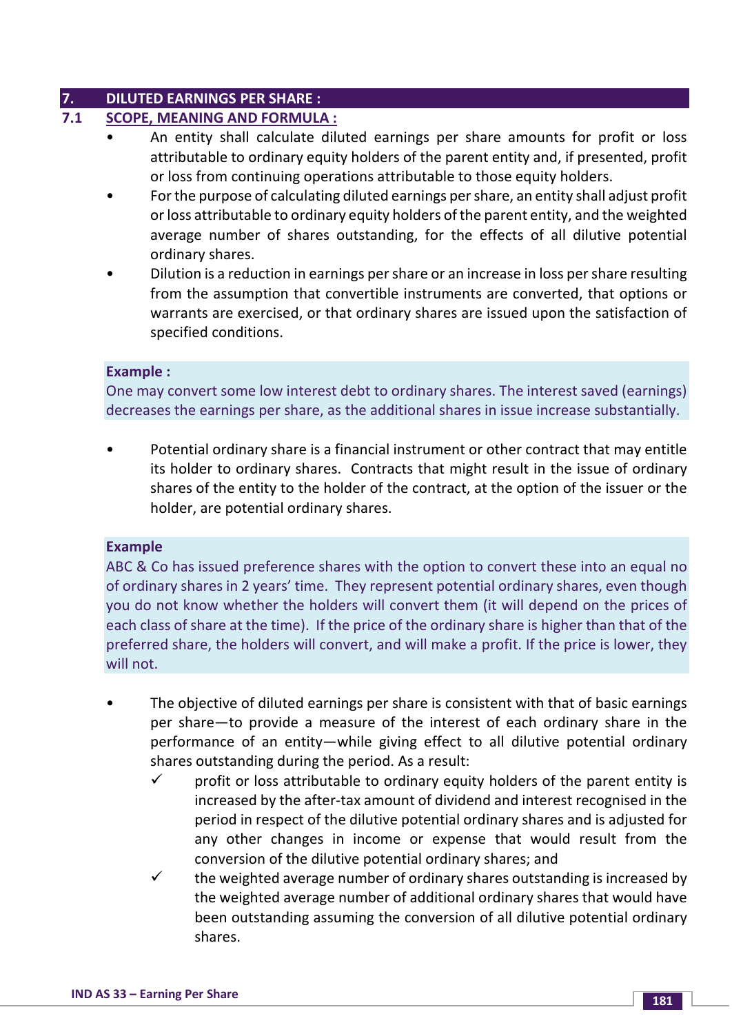## 7. DILUTED EARNINGS PER SHARE :

### 7.1 SCOPE, MEANING AND FORMULA :

- An entity shall calculate diluted earnings per share amounts for profit or loss attributable to ordinary equity holders of the parent entity and, if presented, profit or loss from continuing operations attributable to those equity holders.
- For the purpose of calculating diluted earnings per share, an entity shall adjust profit or loss attributable to ordinary equity holders of the parent entity, and the weighted average number of shares outstanding, for the effects of all dilutive potential ordinary shares.
- Dilution is a reduction in earnings per share or an increase in loss per share resulting from the assumption that convertible instruments are converted, that options or warrants are exercised, or that ordinary shares are issued upon the satisfaction of specified conditions.

**Example :**
One may convert some low interest debt to ordinary shares. The interest saved (earnings) decreases the earnings per share, as the additional shares in issue increase substantially.

- Potential ordinary share is a financial instrument or other contract that may entitle its holder to ordinary shares. Contracts that might result in the issue of ordinary shares of the entity to the holder of the contract, at the option of the issuer or the holder, are potential ordinary shares.

**Example**
ABC & Co has issued preference shares with the option to convert these into an equal no of ordinary shares in 2 years' time. They represent potential ordinary shares, even though you do not know whether the holders will convert them (it will depend on the prices of each class of share at the time). If the price of the ordinary share is higher than that of the preferred share, the holders will convert, and will make a profit. If the price is lower, they will not.

- The objective of diluted earnings per share is consistent with that of basic earnings per share—to provide a measure of the interest of each ordinary share in the performance of an entity—while giving effect to all dilutive potential ordinary shares outstanding during the period. As a result:
  - ✓ profit or loss attributable to ordinary equity holders of the parent entity is increased by the after-tax amount of dividend and interest recognised in the period in respect of the dilutive potential ordinary shares and is adjusted for any other changes in income or expense that would result from the conversion of the dilutive potential ordinary shares; and
  - ✓ the weighted average number of ordinary shares outstanding is increased by the weighted average number of additional ordinary shares that would have been outstanding assuming the conversion of all dilutive potential ordinary shares.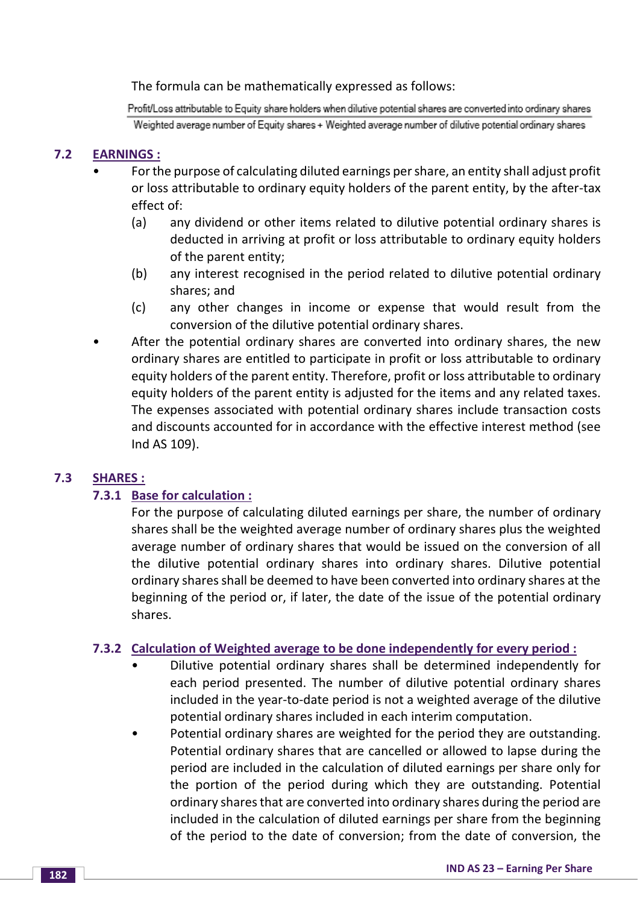The formula can be mathematically expressed as follows:

$$\frac{\text{Profit/Loss attributable to Equity share holders when dilutive potential shares are converted into ordinary shares}}{\text{Weighted average number of Equity shares + Weighted average number of dilutive potential ordinary shares}}$$

## 7.2 EARNINGS :

- For the purpose of calculating diluted earnings per share, an entity shall adjust profit or loss attributable to ordinary equity holders of the parent entity, by the after-tax effect of:
  - (a) any dividend or other items related to dilutive potential ordinary shares is deducted in arriving at profit or loss attributable to ordinary equity holders of the parent entity;
  - (b) any interest recognised in the period related to dilutive potential ordinary shares; and
  - (c) any other changes in income or expense that would result from the conversion of the dilutive potential ordinary shares.
- After the potential ordinary shares are converted into ordinary shares, the new ordinary shares are entitled to participate in profit or loss attributable to ordinary equity holders of the parent entity. Therefore, profit or loss attributable to ordinary equity holders of the parent entity is adjusted for the items and any related taxes. The expenses associated with potential ordinary shares include transaction costs and discounts accounted for in accordance with the effective interest method (see Ind AS 109).

## 7.3 SHARES :

### 7.3.1 Base for calculation :

For the purpose of calculating diluted earnings per share, the number of ordinary shares shall be the weighted average number of ordinary shares plus the weighted average number of ordinary shares that would be issued on the conversion of all the dilutive potential ordinary shares into ordinary shares. Dilutive potential ordinary shares shall be deemed to have been converted into ordinary shares at the beginning of the period or, if later, the date of the issue of the potential ordinary shares.

### 7.3.2 Calculation of Weighted average to be done independently for every period :

- Dilutive potential ordinary shares shall be determined independently for each period presented. The number of dilutive potential ordinary shares included in the year-to-date period is not a weighted average of the dilutive potential ordinary shares included in each interim computation.
- Potential ordinary shares are weighted for the period they are outstanding. Potential ordinary shares that are cancelled or allowed to lapse during the period are included in the calculation of diluted earnings per share only for the portion of the period during which they are outstanding. Potential ordinary shares that are converted into ordinary shares during the period are included in the calculation of diluted earnings per share from the beginning of the period to the date of conversion; from the date of conversion, the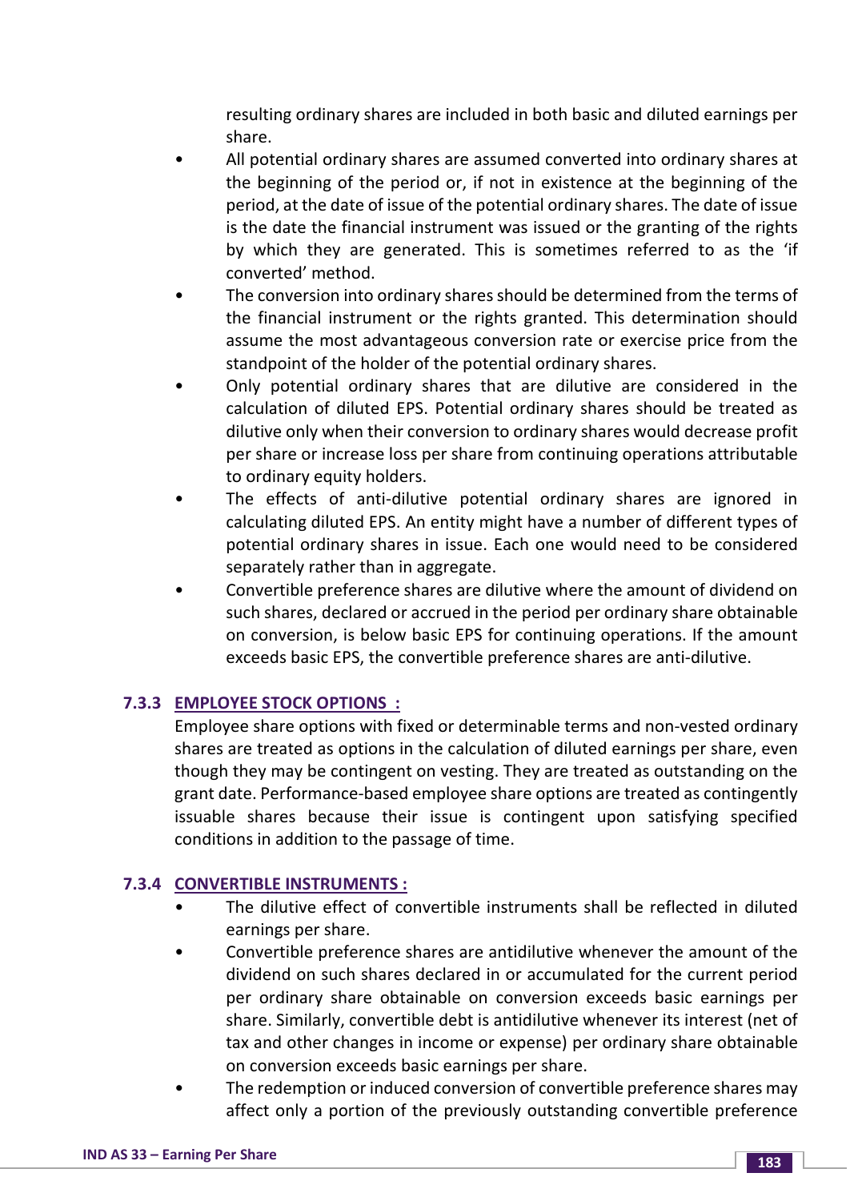resulting ordinary shares are included in both basic and diluted earnings per share.

- All potential ordinary shares are assumed converted into ordinary shares at the beginning of the period or, if not in existence at the beginning of the period, at the date of issue of the potential ordinary shares. The date of issue is the date the financial instrument was issued or the granting of the rights by which they are generated. This is sometimes referred to as the 'if converted' method.
- The conversion into ordinary shares should be determined from the terms of the financial instrument or the rights granted. This determination should assume the most advantageous conversion rate or exercise price from the standpoint of the holder of the potential ordinary shares.
- Only potential ordinary shares that are dilutive are considered in the calculation of diluted EPS. Potential ordinary shares should be treated as dilutive only when their conversion to ordinary shares would decrease profit per share or increase loss per share from continuing operations attributable to ordinary equity holders.
- The effects of anti-dilutive potential ordinary shares are ignored in calculating diluted EPS. An entity might have a number of different types of potential ordinary shares in issue. Each one would need to be considered separately rather than in aggregate.
- Convertible preference shares are dilutive where the amount of dividend on such shares, declared or accrued in the period per ordinary share obtainable on conversion, is below basic EPS for continuing operations. If the amount exceeds basic EPS, the convertible preference shares are anti-dilutive.

### 7.3.3 EMPLOYEE STOCK OPTIONS :

Employee share options with fixed or determinable terms and non-vested ordinary shares are treated as options in the calculation of diluted earnings per share, even though they may be contingent on vesting. They are treated as outstanding on the grant date. Performance-based employee share options are treated as contingently issuable shares because their issue is contingent upon satisfying specified conditions in addition to the passage of time.

### 7.3.4 CONVERTIBLE INSTRUMENTS :

- The dilutive effect of convertible instruments shall be reflected in diluted earnings per share.
- Convertible preference shares are antidilutive whenever the amount of the dividend on such shares declared in or accumulated for the current period per ordinary share obtainable on conversion exceeds basic earnings per share. Similarly, convertible debt is antidilutive whenever its interest (net of tax and other changes in income or expense) per ordinary share obtainable on conversion exceeds basic earnings per share.
- The redemption or induced conversion of convertible preference shares may affect only a portion of the previously outstanding convertible preference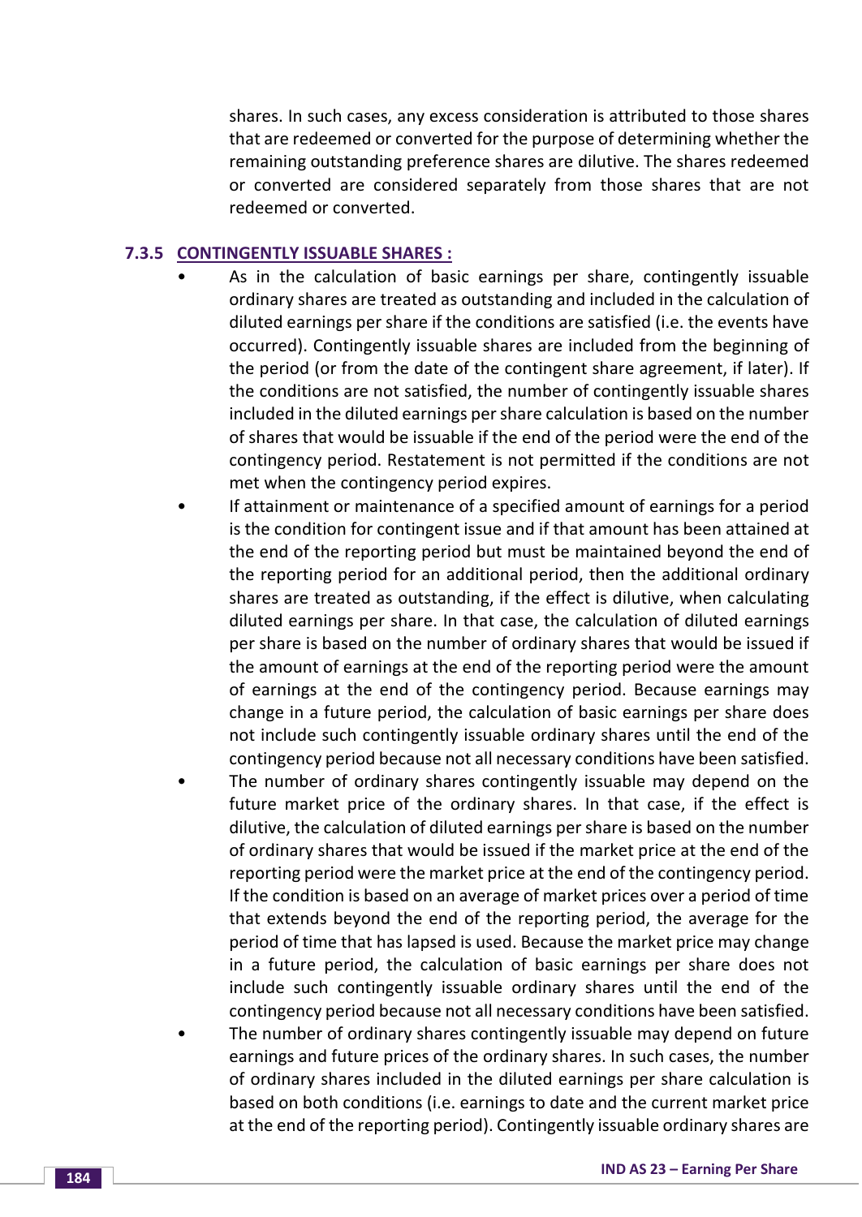shares. In such cases, any excess consideration is attributed to those shares that are redeemed or converted for the purpose of determining whether the remaining outstanding preference shares are dilutive. The shares redeemed or converted are considered separately from those shares that are not redeemed or converted.

### 7.3.5 CONTINGENTLY ISSUABLE SHARES :

- As in the calculation of basic earnings per share, contingently issuable ordinary shares are treated as outstanding and included in the calculation of diluted earnings per share if the conditions are satisfied (i.e. the events have occurred). Contingently issuable shares are included from the beginning of the period (or from the date of the contingent share agreement, if later). If the conditions are not satisfied, the number of contingently issuable shares included in the diluted earnings per share calculation is based on the number of shares that would be issuable if the end of the period were the end of the contingency period. Restatement is not permitted if the conditions are not met when the contingency period expires.
- If attainment or maintenance of a specified amount of earnings for a period is the condition for contingent issue and if that amount has been attained at the end of the reporting period but must be maintained beyond the end of the reporting period for an additional period, then the additional ordinary shares are treated as outstanding, if the effect is dilutive, when calculating diluted earnings per share. In that case, the calculation of diluted earnings per share is based on the number of ordinary shares that would be issued if the amount of earnings at the end of the reporting period were the amount of earnings at the end of the contingency period. Because earnings may change in a future period, the calculation of basic earnings per share does not include such contingently issuable ordinary shares until the end of the contingency period because not all necessary conditions have been satisfied.
- The number of ordinary shares contingently issuable may depend on the future market price of the ordinary shares. In that case, if the effect is dilutive, the calculation of diluted earnings per share is based on the number of ordinary shares that would be issued if the market price at the end of the reporting period were the market price at the end of the contingency period. If the condition is based on an average of market prices over a period of time that extends beyond the end of the reporting period, the average for the period of time that has lapsed is used. Because the market price may change in a future period, the calculation of basic earnings per share does not include such contingently issuable ordinary shares until the end of the contingency period because not all necessary conditions have been satisfied.
- The number of ordinary shares contingently issuable may depend on future earnings and future prices of the ordinary shares. In such cases, the number of ordinary shares included in the diluted earnings per share calculation is based on both conditions (i.e. earnings to date and the current market price at the end of the reporting period). Contingently issuable ordinary shares are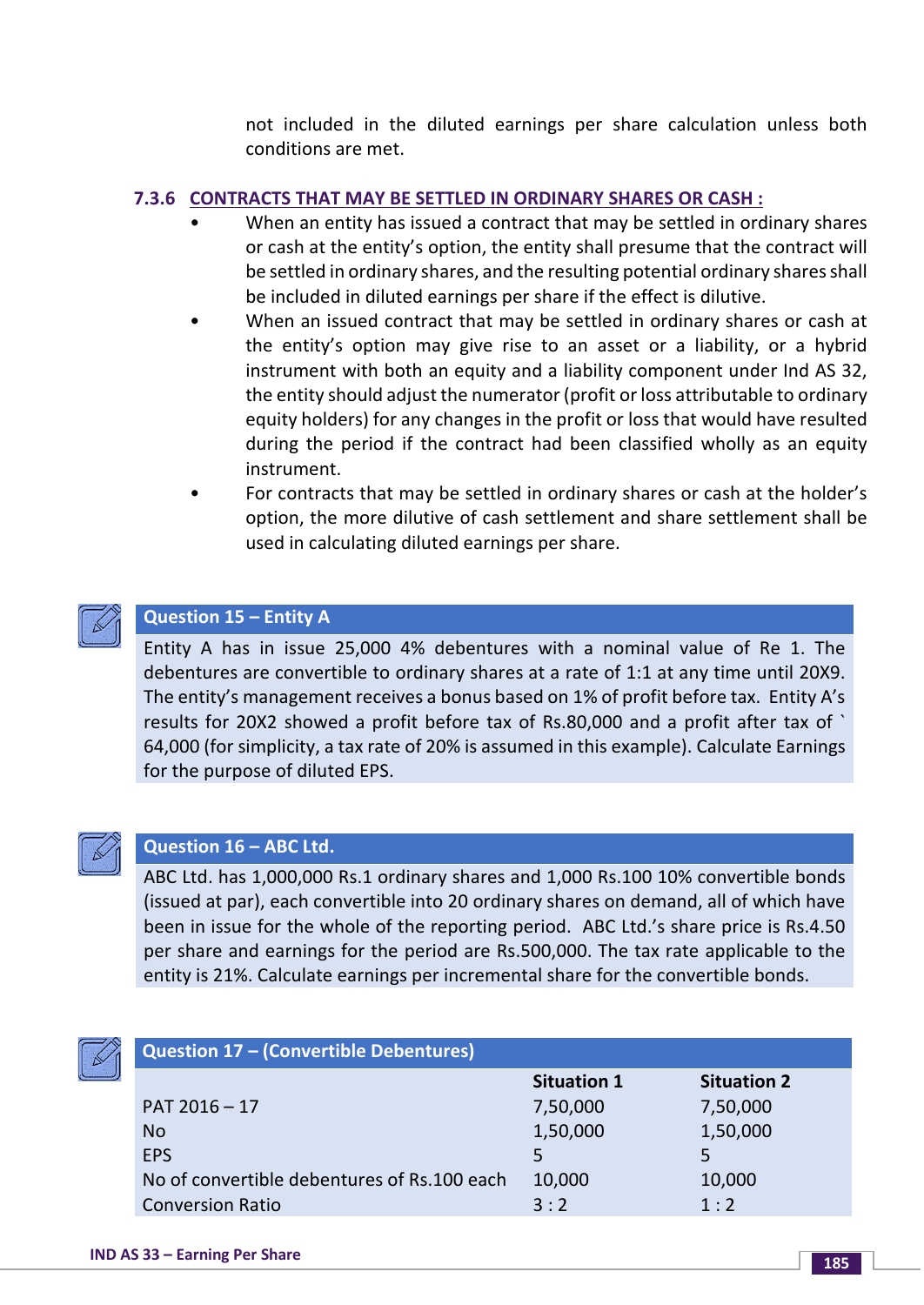not included in the diluted earnings per share calculation unless both conditions are met.

### 7.3.6 CONTRACTS THAT MAY BE SETTLED IN ORDINARY SHARES OR CASH :

- When an entity has issued a contract that may be settled in ordinary shares or cash at the entity's option, the entity shall presume that the contract will be settled in ordinary shares, and the resulting potential ordinary shares shall be included in diluted earnings per share if the effect is dilutive.
- When an issued contract that may be settled in ordinary shares or cash at the entity's option may give rise to an asset or a liability, or a hybrid instrument with both an equity and a liability component under Ind AS 32, the entity should adjust the numerator (profit or loss attributable to ordinary equity holders) for any changes in the profit or loss that would have resulted during the period if the contract had been classified wholly as an equity instrument.
- For contracts that may be settled in ordinary shares or cash at the holder's option, the more dilutive of cash settlement and share settlement shall be used in calculating diluted earnings per share.

#### Question 15 – Entity A

Entity A has in issue 25,000 4% debentures with a nominal value of Re 1. The debentures are convertible to ordinary shares at a rate of 1:1 at any time until 20X9. The entity's management receives a bonus based on 1% of profit before tax. Entity A's results for 20X2 showed a profit before tax of Rs.80,000 and a profit after tax of ` 64,000 (for simplicity, a tax rate of 20% is assumed in this example). Calculate Earnings for the purpose of diluted EPS.

#### Question 16 – ABC Ltd.

ABC Ltd. has 1,000,000 Rs.1 ordinary shares and 1,000 Rs.100 10% convertible bonds (issued at par), each convertible into 20 ordinary shares on demand, all of which have been in issue for the whole of the reporting period. ABC Ltd.'s share price is Rs.4.50 per share and earnings for the period are Rs.500,000. The tax rate applicable to the entity is 21%. Calculate earnings per incremental share for the convertible bonds.

#### Question 17 – (Convertible Debentures)

| | Situation 1 | Situation 2 |
|---|---|---|
| PAT 2016 – 17 | 7,50,000 | 7,50,000 |
| No | 1,50,000 | 1,50,000 |
| EPS | 5 | 5 |
| No of convertible debentures of Rs.100 each | 10,000 | 10,000 |
| Conversion Ratio | 3 : 2 | 1 : 2 |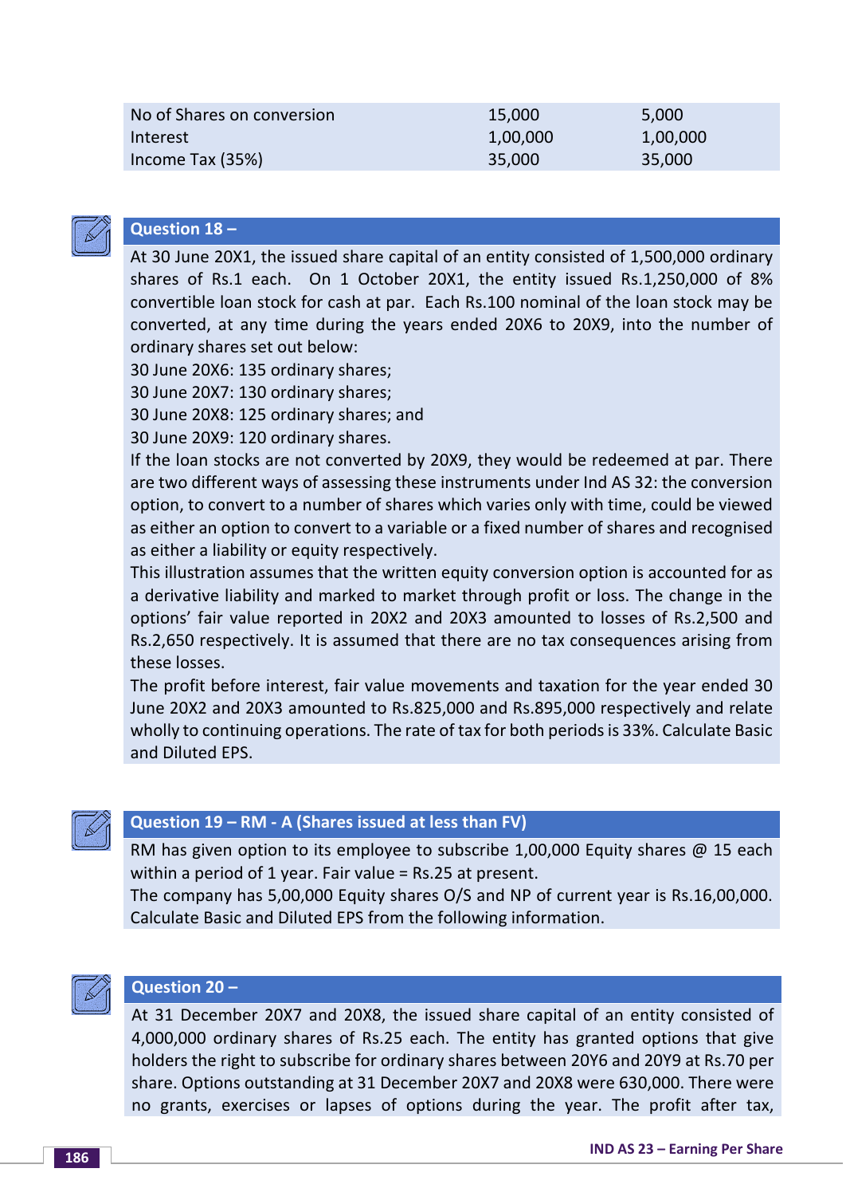| | | |
|---|---|---|
| No of Shares on conversion | 15,000 | 5,000 |
| Interest | 1,00,000 | 1,00,000 |
| Income Tax (35%) | 35,000 | 35,000 |

## Question 18 –

At 30 June 20X1, the issued share capital of an entity consisted of 1,500,000 ordinary shares of Rs.1 each. On 1 October 20X1, the entity issued Rs.1,250,000 of 8% convertible loan stock for cash at par. Each Rs.100 nominal of the loan stock may be converted, at any time during the years ended 20X6 to 20X9, into the number of ordinary shares set out below:

30 June 20X6: 135 ordinary shares;

30 June 20X7: 130 ordinary shares;

30 June 20X8: 125 ordinary shares; and

30 June 20X9: 120 ordinary shares.

If the loan stocks are not converted by 20X9, they would be redeemed at par. There are two different ways of assessing these instruments under Ind AS 32: the conversion option, to convert to a number of shares which varies only with time, could be viewed as either an option to convert to a variable or a fixed number of shares and recognised as either a liability or equity respectively.

This illustration assumes that the written equity conversion option is accounted for as a derivative liability and marked to market through profit or loss. The change in the options' fair value reported in 20X2 and 20X3 amounted to losses of Rs.2,500 and Rs.2,650 respectively. It is assumed that there are no tax consequences arising from these losses.

The profit before interest, fair value movements and taxation for the year ended 30 June 20X2 and 20X3 amounted to Rs.825,000 and Rs.895,000 respectively and relate wholly to continuing operations. The rate of tax for both periods is 33%. Calculate Basic and Diluted EPS.

## Question 19 – RM - A (Shares issued at less than FV)

RM has given option to its employee to subscribe 1,00,000 Equity shares @ 15 each within a period of 1 year. Fair value = Rs.25 at present.

The company has 5,00,000 Equity shares O/S and NP of current year is Rs.16,00,000. Calculate Basic and Diluted EPS from the following information.

## Question 20 –

At 31 December 20X7 and 20X8, the issued share capital of an entity consisted of 4,000,000 ordinary shares of Rs.25 each. The entity has granted options that give holders the right to subscribe for ordinary shares between 20Y6 and 20Y9 at Rs.70 per share. Options outstanding at 31 December 20X7 and 20X8 were 630,000. There were no grants, exercises or lapses of options during the year. The profit after tax,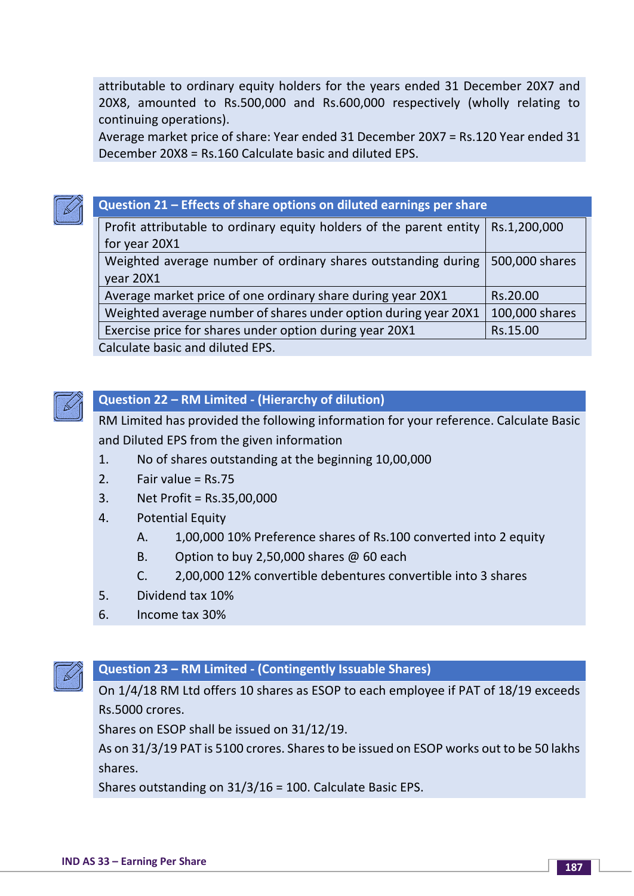attributable to ordinary equity holders for the years ended 31 December 20X7 and 20X8, amounted to Rs.500,000 and Rs.600,000 respectively (wholly relating to continuing operations).
Average market price of share: Year ended 31 December 20X7 = Rs.120 Year ended 31 December 20X8 = Rs.160 Calculate basic and diluted EPS.

### Question 21 – Effects of share options on diluted earnings per share

| | |
|---|---|
| Profit attributable to ordinary equity holders of the parent entity for year 20X1 | Rs.1,200,000 |
| Weighted average number of ordinary shares outstanding during year 20X1 | 500,000 shares |
| Average market price of one ordinary share during year 20X1 | Rs.20.00 |
| Weighted average number of shares under option during year 20X1 | 100,000 shares |
| Exercise price for shares under option during year 20X1 | Rs.15.00 |

Calculate basic and diluted EPS.

### Question 22 – RM Limited - (Hierarchy of dilution)

RM Limited has provided the following information for your reference. Calculate Basic and Diluted EPS from the given information

1. No of shares outstanding at the beginning 10,00,000
2. Fair value = Rs.75
3. Net Profit = Rs.35,00,000
4. Potential Equity
   - A. 1,00,000 10% Preference shares of Rs.100 converted into 2 equity
   - B. Option to buy 2,50,000 shares @ 60 each
   - C. 2,00,000 12% convertible debentures convertible into 3 shares
5. Dividend tax 10%
6. Income tax 30%

### Question 23 – RM Limited - (Contingently Issuable Shares)

On 1/4/18 RM Ltd offers 10 shares as ESOP to each employee if PAT of 18/19 exceeds Rs.5000 crores.

Shares on ESOP shall be issued on 31/12/19.

As on 31/3/19 PAT is 5100 crores. Shares to be issued on ESOP works out to be 50 lakhs shares.

Shares outstanding on 31/3/16 = 100. Calculate Basic EPS.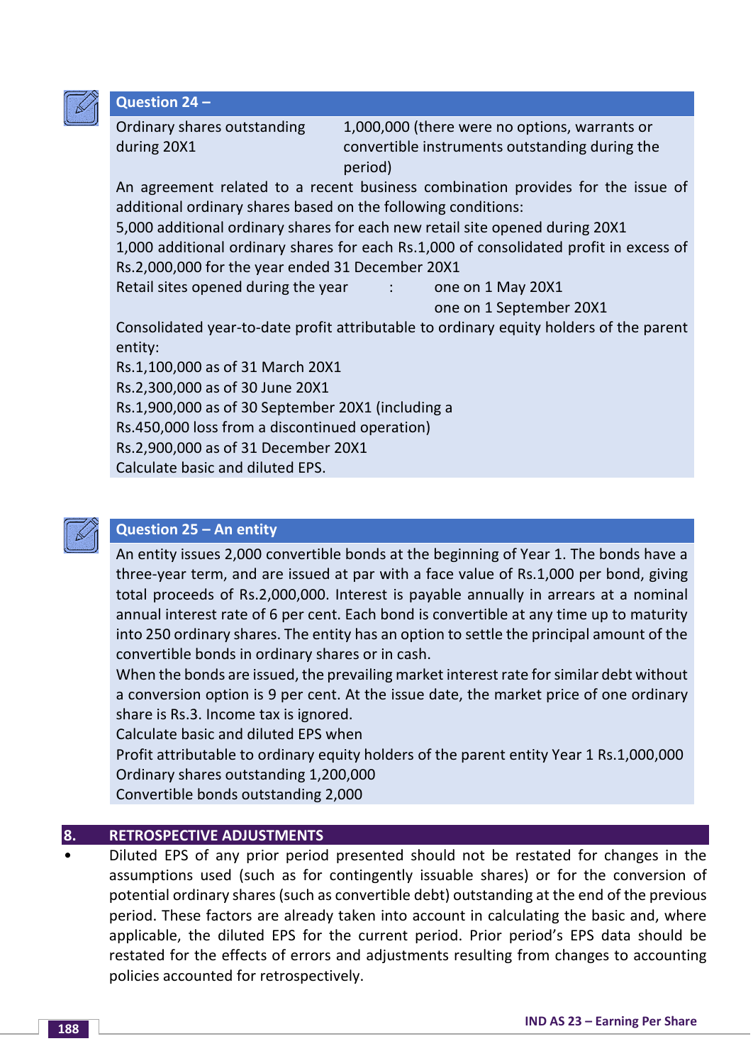### Question 24 –

| | |
|---|---|
| Ordinary shares outstanding during 20X1 | 1,000,000 (there were no options, warrants or convertible instruments outstanding during the period) |

An agreement related to a recent business combination provides for the issue of additional ordinary shares based on the following conditions:

5,000 additional ordinary shares for each new retail site opened during 20X1

1,000 additional ordinary shares for each Rs.1,000 of consolidated profit in excess of Rs.2,000,000 for the year ended 31 December 20X1

Retail sites opened during the year : one on 1 May 20X1
one on 1 September 20X1

Consolidated year-to-date profit attributable to ordinary equity holders of the parent entity:

Rs.1,100,000 as of 31 March 20X1

Rs.2,300,000 as of 30 June 20X1

Rs.1,900,000 as of 30 September 20X1 (including a Rs.450,000 loss from a discontinued operation)

Rs.2,900,000 as of 31 December 20X1

Calculate basic and diluted EPS.

### Question 25 – An entity

An entity issues 2,000 convertible bonds at the beginning of Year 1. The bonds have a three-year term, and are issued at par with a face value of Rs.1,000 per bond, giving total proceeds of Rs.2,000,000. Interest is payable annually in arrears at a nominal annual interest rate of 6 per cent. Each bond is convertible at any time up to maturity into 250 ordinary shares. The entity has an option to settle the principal amount of the convertible bonds in ordinary shares or in cash.

When the bonds are issued, the prevailing market interest rate for similar debt without a conversion option is 9 per cent. At the issue date, the market price of one ordinary share is Rs.3. Income tax is ignored.

Calculate basic and diluted EPS when

Profit attributable to ordinary equity holders of the parent entity Year 1 Rs.1,000,000

Ordinary shares outstanding 1,200,000

Convertible bonds outstanding 2,000

## 8. RETROSPECTIVE ADJUSTMENTS

- Diluted EPS of any prior period presented should not be restated for changes in the assumptions used (such as for contingently issuable shares) or for the conversion of potential ordinary shares (such as convertible debt) outstanding at the end of the previous period. These factors are already taken into account in calculating the basic and, where applicable, the diluted EPS for the current period. Prior period's EPS data should be restated for the effects of errors and adjustments resulting from changes to accounting policies accounted for retrospectively.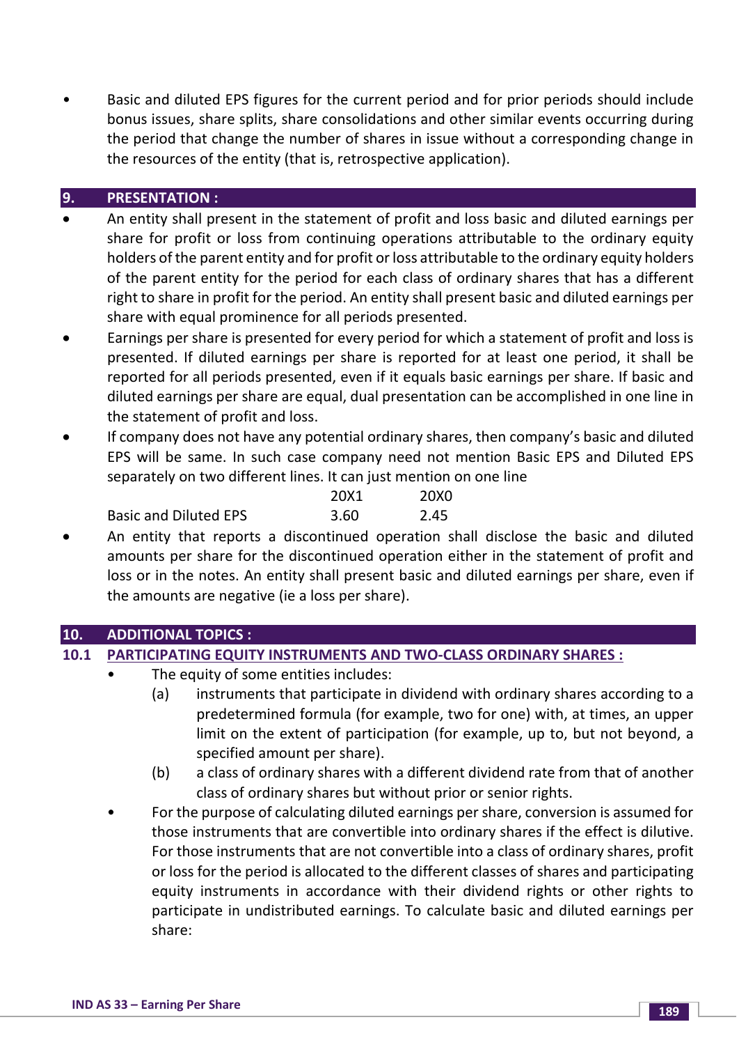- Basic and diluted EPS figures for the current period and for prior periods should include bonus issues, share splits, share consolidations and other similar events occurring during the period that change the number of shares in issue without a corresponding change in the resources of the entity (that is, retrospective application).

## 9. PRESENTATION :

- An entity shall present in the statement of profit and loss basic and diluted earnings per share for profit or loss from continuing operations attributable to the ordinary equity holders of the parent entity and for profit or loss attributable to the ordinary equity holders of the parent entity for the period for each class of ordinary shares that has a different right to share in profit for the period. An entity shall present basic and diluted earnings per share with equal prominence for all periods presented.
- Earnings per share is presented for every period for which a statement of profit and loss is presented. If diluted earnings per share is reported for at least one period, it shall be reported for all periods presented, even if it equals basic earnings per share. If basic and diluted earnings per share are equal, dual presentation can be accomplished in one line in the statement of profit and loss.
- If company does not have any potential ordinary shares, then company's basic and diluted EPS will be same. In such case company need not mention Basic EPS and Diluted EPS separately on two different lines. It can just mention on one line

| | 20X1 | 20X0 |
|---|---|---|
| Basic and Diluted EPS | 3.60 | 2.45 |

- An entity that reports a discontinued operation shall disclose the basic and diluted amounts per share for the discontinued operation either in the statement of profit and loss or in the notes. An entity shall present basic and diluted earnings per share, even if the amounts are negative (ie a loss per share).

## 10. ADDITIONAL TOPICS :

### 10.1 PARTICIPATING EQUITY INSTRUMENTS AND TWO-CLASS ORDINARY SHARES :

- The equity of some entities includes:
  - (a) instruments that participate in dividend with ordinary shares according to a predetermined formula (for example, two for one) with, at times, an upper limit on the extent of participation (for example, up to, but not beyond, a specified amount per share).
  - (b) a class of ordinary shares with a different dividend rate from that of another class of ordinary shares but without prior or senior rights.
- For the purpose of calculating diluted earnings per share, conversion is assumed for those instruments that are convertible into ordinary shares if the effect is dilutive. For those instruments that are not convertible into a class of ordinary shares, profit or loss for the period is allocated to the different classes of shares and participating equity instruments in accordance with their dividend rights or other rights to participate in undistributed earnings. To calculate basic and diluted earnings per share: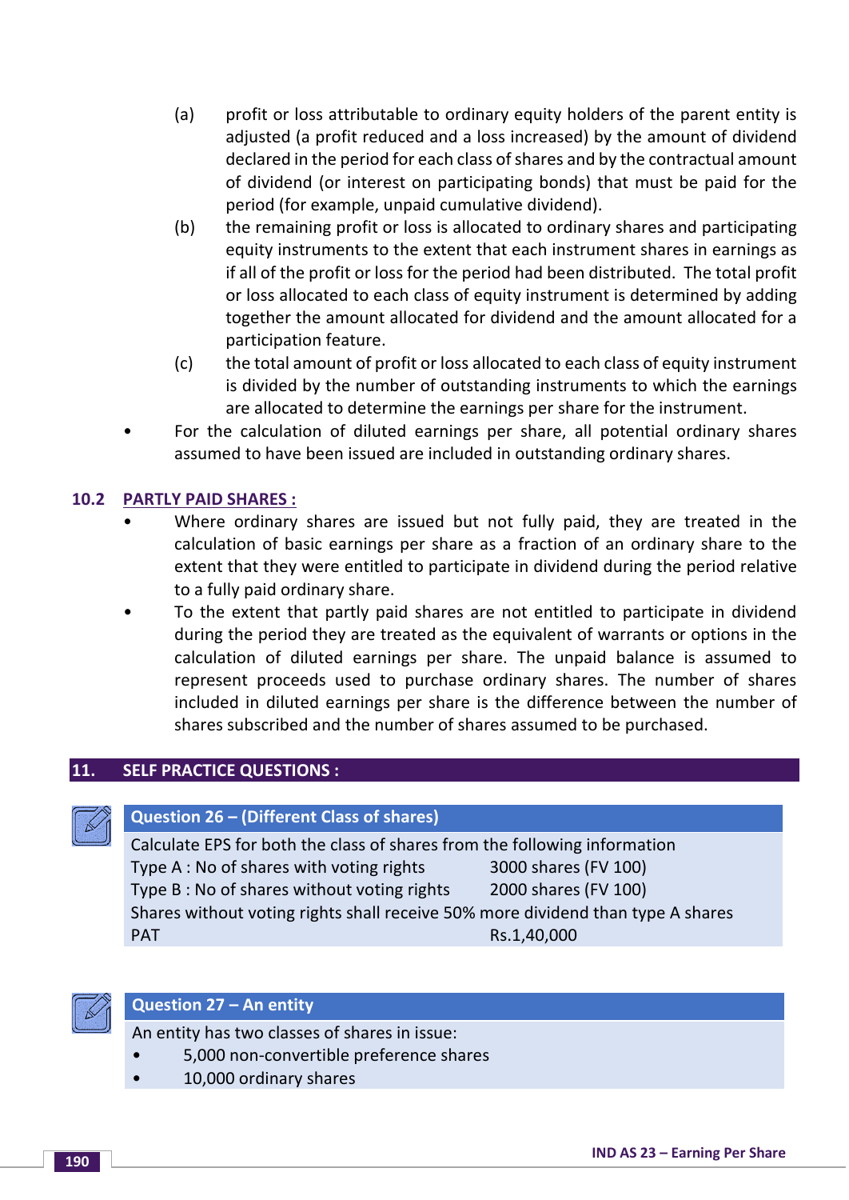(a) profit or loss attributable to ordinary equity holders of the parent entity is adjusted (a profit reduced and a loss increased) by the amount of dividend declared in the period for each class of shares and by the contractual amount of dividend (or interest on participating bonds) that must be paid for the period (for example, unpaid cumulative dividend).

(b) the remaining profit or loss is allocated to ordinary shares and participating equity instruments to the extent that each instrument shares in earnings as if all of the profit or loss for the period had been distributed. The total profit or loss allocated to each class of equity instrument is determined by adding together the amount allocated for dividend and the amount allocated for a participation feature.

(c) the total amount of profit or loss allocated to each class of equity instrument is divided by the number of outstanding instruments to which the earnings are allocated to determine the earnings per share for the instrument.

- For the calculation of diluted earnings per share, all potential ordinary shares assumed to have been issued are included in outstanding ordinary shares.

## 10.2 PARTLY PAID SHARES :

- Where ordinary shares are issued but not fully paid, they are treated in the calculation of basic earnings per share as a fraction of an ordinary share to the extent that they were entitled to participate in dividend during the period relative to a fully paid ordinary share.
- To the extent that partly paid shares are not entitled to participate in dividend during the period they are treated as the equivalent of warrants or options in the calculation of diluted earnings per share. The unpaid balance is assumed to represent proceeds used to purchase ordinary shares. The number of shares included in diluted earnings per share is the difference between the number of shares subscribed and the number of shares assumed to be purchased.

# 11. SELF PRACTICE QUESTIONS :

### Question 26 – (Different Class of shares)

Calculate EPS for both the class of shares from the following information

| | |
|---|---|
| Type A : No of shares with voting rights | 3000 shares (FV 100) |
| Type B : No of shares without voting rights | 2000 shares (FV 100) |

Shares without voting rights shall receive 50% more dividend than type A shares

| | |
|---|---|
| PAT | Rs.1,40,000 |

### Question 27 – An entity

An entity has two classes of shares in issue:

- 5,000 non-convertible preference shares
- 10,000 ordinary shares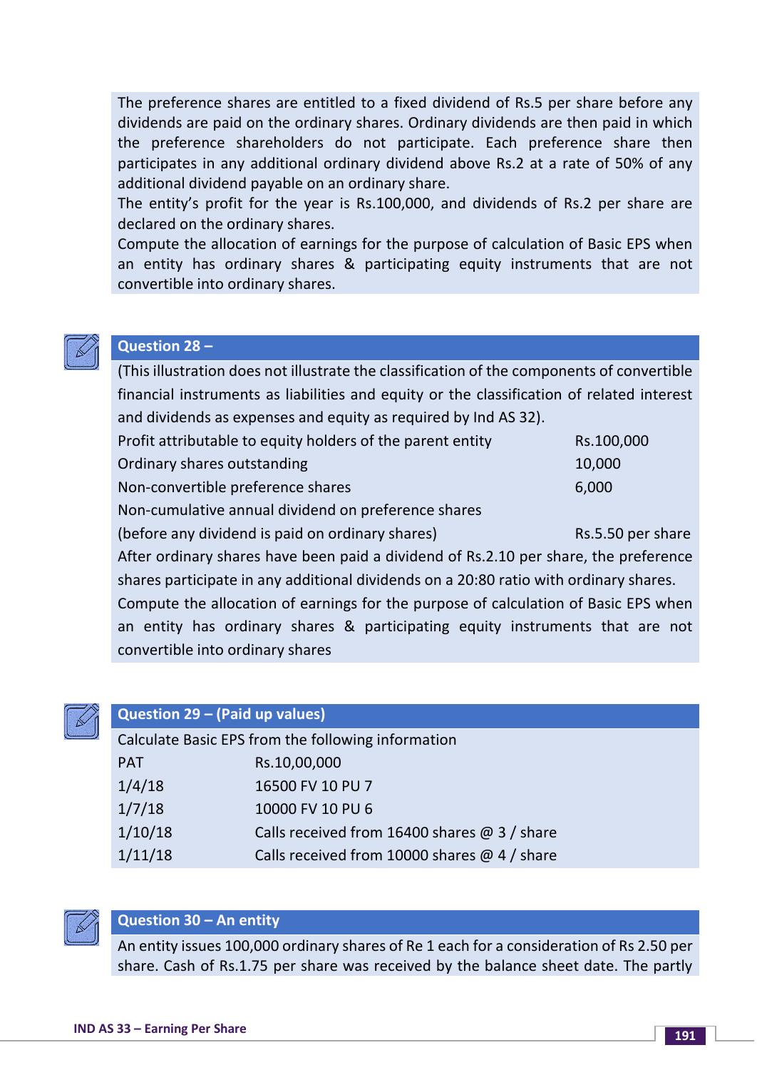The preference shares are entitled to a fixed dividend of Rs.5 per share before any dividends are paid on the ordinary shares. Ordinary dividends are then paid in which the preference shareholders do not participate. Each preference share then participates in any additional ordinary dividend above Rs.2 at a rate of 50% of any additional dividend payable on an ordinary share.

The entity's profit for the year is Rs.100,000, and dividends of Rs.2 per share are declared on the ordinary shares.

Compute the allocation of earnings for the purpose of calculation of Basic EPS when an entity has ordinary shares & participating equity instruments that are not convertible into ordinary shares.

## Question 28 –

(This illustration does not illustrate the classification of the components of convertible financial instruments as liabilities and equity or the classification of related interest and dividends as expenses and equity as required by Ind AS 32).

| | |
|---|---|
| Profit attributable to equity holders of the parent entity | Rs.100,000 |
| Ordinary shares outstanding | 10,000 |
| Non-convertible preference shares | 6,000 |
| Non-cumulative annual dividend on preference shares | |
| (before any dividend is paid on ordinary shares) | Rs.5.50 per share |

After ordinary shares have been paid a dividend of Rs.2.10 per share, the preference shares participate in any additional dividends on a 20:80 ratio with ordinary shares.

Compute the allocation of earnings for the purpose of calculation of Basic EPS when an entity has ordinary shares & participating equity instruments that are not convertible into ordinary shares

## Question 29 – (Paid up values)

Calculate Basic EPS from the following information

| | |
|---|---|
| PAT | Rs.10,00,000 |
| 1/4/18 | 16500 FV 10 PU 7 |
| 1/7/18 | 10000 FV 10 PU 6 |
| 1/10/18 | Calls received from 16400 shares @ 3 / share |
| 1/11/18 | Calls received from 10000 shares @ 4 / share |

## Question 30 – An entity

An entity issues 100,000 ordinary shares of Re 1 each for a consideration of Rs 2.50 per share. Cash of Rs.1.75 per share was received by the balance sheet date. The partly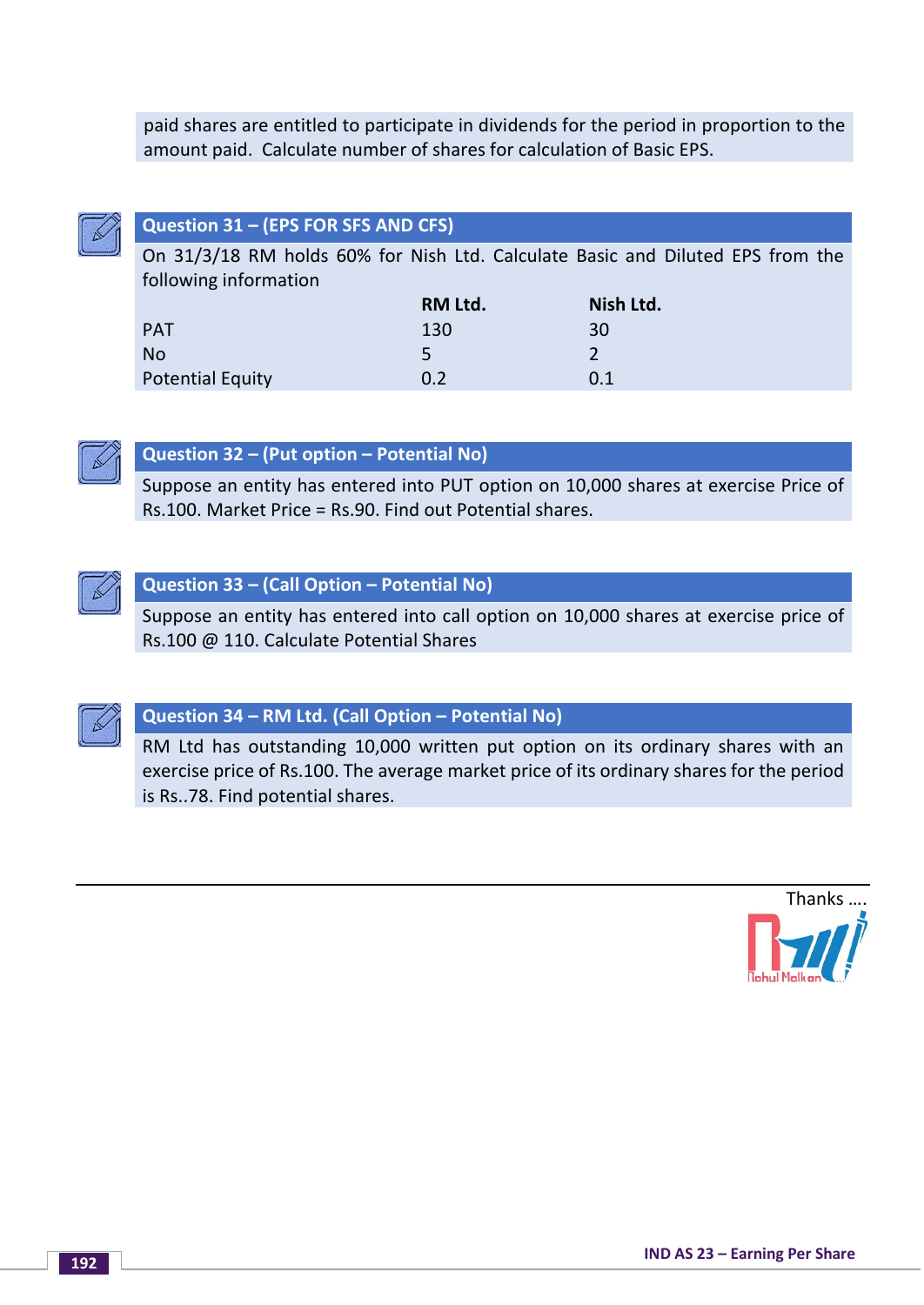paid shares are entitled to participate in dividends for the period in proportion to the amount paid. Calculate number of shares for calculation of Basic EPS.

### Question 31 – (EPS FOR SFS AND CFS)

On 31/3/18 RM holds 60% for Nish Ltd. Calculate Basic and Diluted EPS from the following information

| | RM Ltd. | Nish Ltd. |
|---|---|---|
| PAT | 130 | 30 |
| No | 5 | 2 |
| Potential Equity | 0.2 | 0.1 |

### Question 32 – (Put option – Potential No)

Suppose an entity has entered into PUT option on 10,000 shares at exercise Price of Rs.100. Market Price = Rs.90. Find out Potential shares.

### Question 33 – (Call Option – Potential No)

Suppose an entity has entered into call option on 10,000 shares at exercise price of Rs.100 @ 110. Calculate Potential Shares

### Question 34 – RM Ltd. (Call Option – Potential No)

RM Ltd has outstanding 10,000 written put option on its ordinary shares with an exercise price of Rs.100. The average market price of its ordinary shares for the period is Rs..78. Find potential shares.

Thanks ....